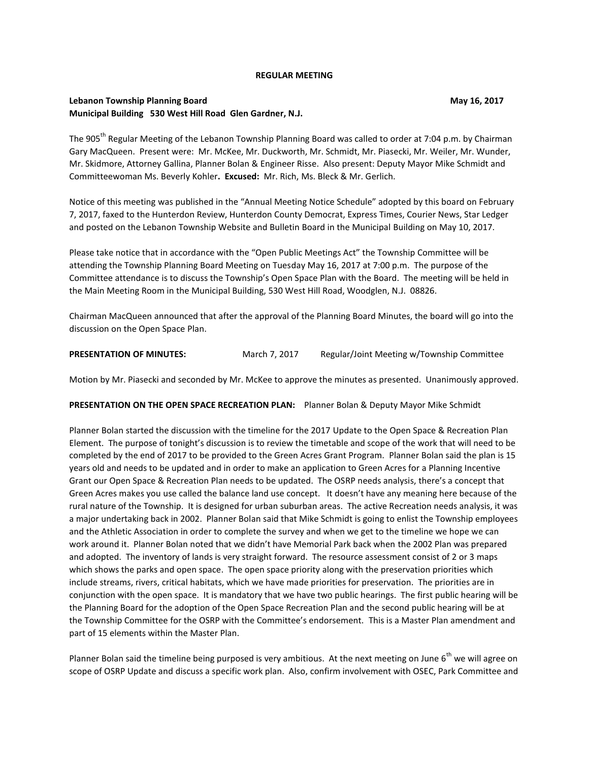**REGULAR MEETING**

**Lebanon Township Planning Board** **May 16, 2017**
**Municipal Building 530 West Hill Road Glen Gardner, N.J.**

The 905th Regular Meeting of the Lebanon Township Planning Board was called to order at 7:04 p.m. by Chairman Gary MacQueen. Present were: Mr. McKee, Mr. Duckworth, Mr. Schmidt, Mr. Piasecki, Mr. Weiler, Mr. Wunder, Mr. Skidmore, Attorney Gallina, Planner Bolan & Engineer Risse. Also present: Deputy Mayor Mike Schmidt and Committeewoman Ms. Beverly Kohler**.** **Excused:** Mr. Rich, Ms. Bleck & Mr. Gerlich.

Notice of this meeting was published in the "Annual Meeting Notice Schedule" adopted by this board on February 7, 2017, faxed to the Hunterdon Review, Hunterdon County Democrat, Express Times, Courier News, Star Ledger and posted on the Lebanon Township Website and Bulletin Board in the Municipal Building on May 10, 2017.

Please take notice that in accordance with the "Open Public Meetings Act" the Township Committee will be attending the Township Planning Board Meeting on Tuesday May 16, 2017 at 7:00 p.m. The purpose of the Committee attendance is to discuss the Township's Open Space Plan with the Board. The meeting will be held in the Main Meeting Room in the Municipal Building, 530 West Hill Road, Woodglen, N.J. 08826.

Chairman MacQueen announced that after the approval of the Planning Board Minutes, the board will go into the discussion on the Open Space Plan.

**PRESENTATION OF MINUTES:** March 7, 2017 Regular/Joint Meeting w/Township Committee

Motion by Mr. Piasecki and seconded by Mr. McKee to approve the minutes as presented. Unanimously approved.

**PRESENTATION ON THE OPEN SPACE RECREATION PLAN:** Planner Bolan & Deputy Mayor Mike Schmidt

Planner Bolan started the discussion with the timeline for the 2017 Update to the Open Space & Recreation Plan Element. The purpose of tonight's discussion is to review the timetable and scope of the work that will need to be completed by the end of 2017 to be provided to the Green Acres Grant Program. Planner Bolan said the plan is 15 years old and needs to be updated and in order to make an application to Green Acres for a Planning Incentive Grant our Open Space & Recreation Plan needs to be updated. The OSRP needs analysis, there's a concept that Green Acres makes you use called the balance land use concept. It doesn't have any meaning here because of the rural nature of the Township. It is designed for urban suburban areas. The active Recreation needs analysis, it was a major undertaking back in 2002. Planner Bolan said that Mike Schmidt is going to enlist the Township employees and the Athletic Association in order to complete the survey and when we get to the timeline we hope we can work around it. Planner Bolan noted that we didn't have Memorial Park back when the 2002 Plan was prepared and adopted. The inventory of lands is very straight forward. The resource assessment consist of 2 or 3 maps which shows the parks and open space. The open space priority along with the preservation priorities which include streams, rivers, critical habitats, which we have made priorities for preservation. The priorities are in conjunction with the open space. It is mandatory that we have two public hearings. The first public hearing will be the Planning Board for the adoption of the Open Space Recreation Plan and the second public hearing will be at the Township Committee for the OSRP with the Committee's endorsement. This is a Master Plan amendment and part of 15 elements within the Master Plan.

Planner Bolan said the timeline being purposed is very ambitious. At the next meeting on June 6th we will agree on scope of OSRP Update and discuss a specific work plan. Also, confirm involvement with OSEC, Park Committee and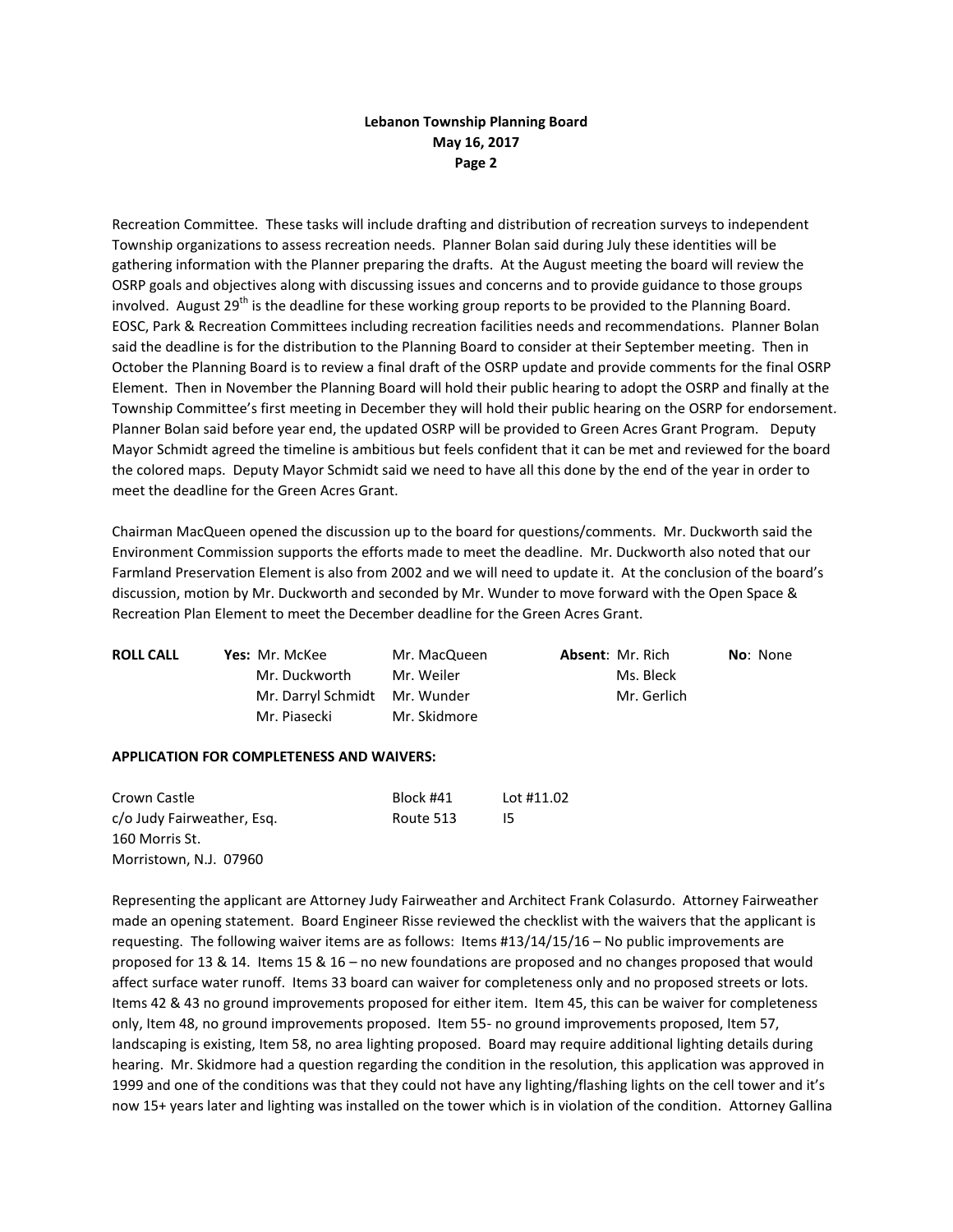Recreation Committee. These tasks will include drafting and distribution of recreation surveys to independent Township organizations to assess recreation needs. Planner Bolan said during July these identities will be gathering information with the Planner preparing the drafts. At the August meeting the board will review the OSRP goals and objectives along with discussing issues and concerns and to provide guidance to those groups involved. August 29th is the deadline for these working group reports to be provided to the Planning Board. EOSC, Park & Recreation Committees including recreation facilities needs and recommendations. Planner Bolan said the deadline is for the distribution to the Planning Board to consider at their September meeting. Then in October the Planning Board is to review a final draft of the OSRP update and provide comments for the final OSRP Element. Then in November the Planning Board will hold their public hearing to adopt the OSRP and finally at the Township Committee's first meeting in December they will hold their public hearing on the OSRP for endorsement. Planner Bolan said before year end, the updated OSRP will be provided to Green Acres Grant Program. Deputy Mayor Schmidt agreed the timeline is ambitious but feels confident that it can be met and reviewed for the board the colored maps. Deputy Mayor Schmidt said we need to have all this done by the end of the year in order to meet the deadline for the Green Acres Grant.

Chairman MacQueen opened the discussion up to the board for questions/comments. Mr. Duckworth said the Environment Commission supports the efforts made to meet the deadline. Mr. Duckworth also noted that our Farmland Preservation Element is also from 2002 and we will need to update it. At the conclusion of the board's discussion, motion by Mr. Duckworth and seconded by Mr. Wunder to move forward with the Open Space & Recreation Plan Element to meet the December deadline for the Green Acres Grant.

| ROLL CALL | Yes: | | Absent: | No: |
|---|---|---|---|---|
| | Mr. McKee | Mr. MacQueen | Mr. Rich | None |
| | Mr. Duckworth | Mr. Weiler | Ms. Bleck | |
| | Mr. Darryl Schmidt | Mr. Wunder | Mr. Gerlich | |
| | Mr. Piasecki | Mr. Skidmore | | |

**APPLICATION FOR COMPLETENESS AND WAIVERS:**

| | | |
|---|---|---|
| Crown Castle | Block #41 | Lot #11.02 |
| c/o Judy Fairweather, Esq. | Route 513 | I5 |
| 160 Morris St. | | |
| Morristown, N.J. 07960 | | |

Representing the applicant are Attorney Judy Fairweather and Architect Frank Colasurdo. Attorney Fairweather made an opening statement. Board Engineer Risse reviewed the checklist with the waivers that the applicant is requesting. The following waiver items are as follows: Items #13/14/15/16 – No public improvements are proposed for 13 & 14. Items 15 & 16 – no new foundations are proposed and no changes proposed that would affect surface water runoff. Items 33 board can waiver for completeness only and no proposed streets or lots. Items 42 & 43 no ground improvements proposed for either item. Item 45, this can be waiver for completeness only, Item 48, no ground improvements proposed. Item 55- no ground improvements proposed, Item 57, landscaping is existing, Item 58, no area lighting proposed. Board may require additional lighting details during hearing. Mr. Skidmore had a question regarding the condition in the resolution, this application was approved in 1999 and one of the conditions was that they could not have any lighting/flashing lights on the cell tower and it's now 15+ years later and lighting was installed on the tower which is in violation of the condition. Attorney Gallina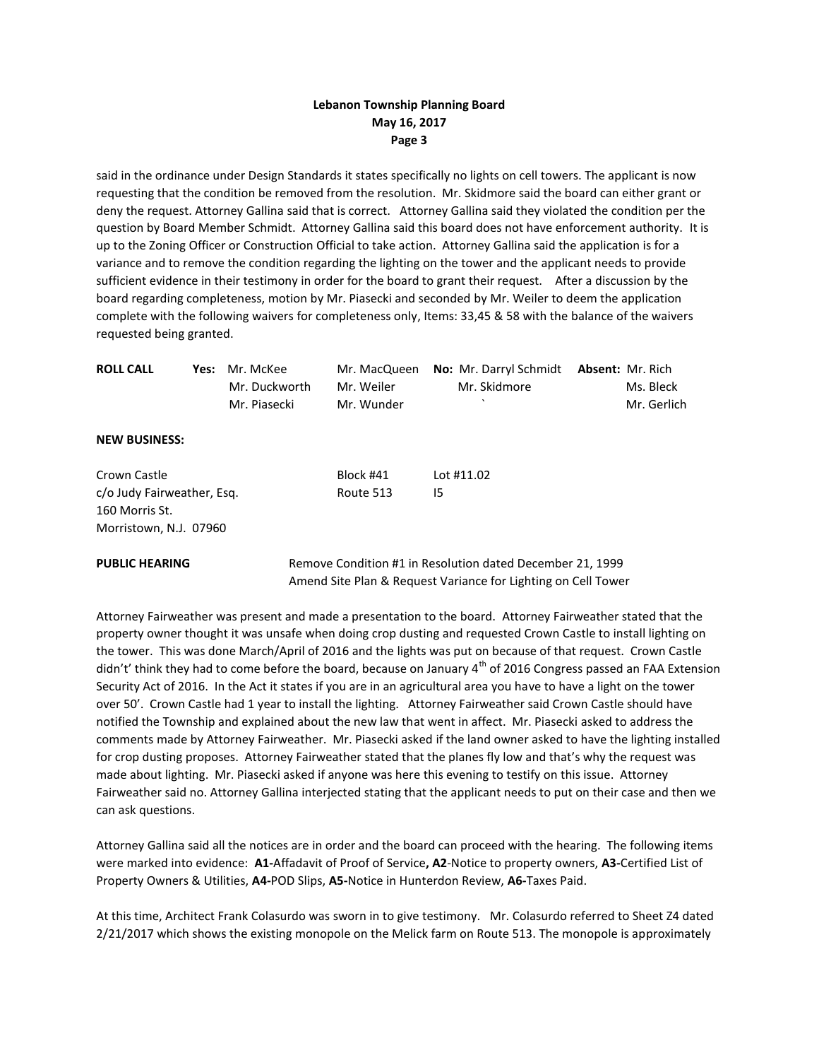said in the ordinance under Design Standards it states specifically no lights on cell towers. The applicant is now requesting that the condition be removed from the resolution. Mr. Skidmore said the board can either grant or deny the request. Attorney Gallina said that is correct. Attorney Gallina said they violated the condition per the question by Board Member Schmidt. Attorney Gallina said this board does not have enforcement authority. It is up to the Zoning Officer or Construction Official to take action. Attorney Gallina said the application is for a variance and to remove the condition regarding the lighting on the tower and the applicant needs to provide sufficient evidence in their testimony in order for the board to grant their request. After a discussion by the board regarding completeness, motion by Mr. Piasecki and seconded by Mr. Weiler to deem the application complete with the following waivers for completeness only, Items: 33,45 & 58 with the balance of the waivers requested being granted.

| **ROLL CALL** | **Yes:** | | **No:** | **Absent:** |
|---|---|---|---|---|
| | Mr. McKee | Mr. MacQueen | Mr. Darryl Schmidt | Mr. Rich |
| | Mr. Duckworth | Mr. Weiler | Mr. Skidmore | Ms. Bleck |
| | Mr. Piasecki | Mr. Wunder | ` | Mr. Gerlich |

**NEW BUSINESS:**

Crown Castle — Block #41 — Lot #11.02
c/o Judy Fairweather, Esq. — Route 513 — I5
160 Morris St.
Morristown, N.J. 07960

**PUBLIC HEARING** — Remove Condition #1 in Resolution dated December 21, 1999
Amend Site Plan & Request Variance for Lighting on Cell Tower

Attorney Fairweather was present and made a presentation to the board. Attorney Fairweather stated that the property owner thought it was unsafe when doing crop dusting and requested Crown Castle to install lighting on the tower. This was done March/April of 2016 and the lights was put on because of that request. Crown Castle didn't' think they had to come before the board, because on January 4th of 2016 Congress passed an FAA Extension Security Act of 2016. In the Act it states if you are in an agricultural area you have to have a light on the tower over 50'. Crown Castle had 1 year to install the lighting. Attorney Fairweather said Crown Castle should have notified the Township and explained about the new law that went in affect. Mr. Piasecki asked to address the comments made by Attorney Fairweather. Mr. Piasecki asked if the land owner asked to have the lighting installed for crop dusting proposes. Attorney Fairweather stated that the planes fly low and that's why the request was made about lighting. Mr. Piasecki asked if anyone was here this evening to testify on this issue. Attorney Fairweather said no. Attorney Gallina interjected stating that the applicant needs to put on their case and then we can ask questions.

Attorney Gallina said all the notices are in order and the board can proceed with the hearing. The following items were marked into evidence: **A1-**Affadavit of Proof of Service**, A2**-Notice to property owners, **A3-**Certified List of Property Owners & Utilities, **A4-**POD Slips, **A5-**Notice in Hunterdon Review, **A6-**Taxes Paid.

At this time, Architect Frank Colasurdo was sworn in to give testimony. Mr. Colasurdo referred to Sheet Z4 dated 2/21/2017 which shows the existing monopole on the Melick farm on Route 513. The monopole is approximately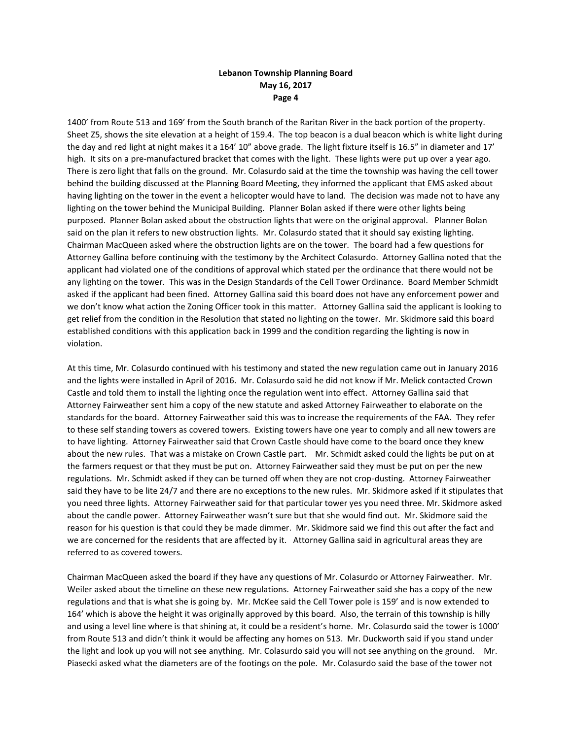1400' from Route 513 and 169' from the South branch of the Raritan River in the back portion of the property. Sheet Z5, shows the site elevation at a height of 159.4. The top beacon is a dual beacon which is white light during the day and red light at night makes it a 164' 10" above grade. The light fixture itself is 16.5" in diameter and 17' high. It sits on a pre-manufactured bracket that comes with the light. These lights were put up over a year ago. There is zero light that falls on the ground. Mr. Colasurdo said at the time the township was having the cell tower behind the building discussed at the Planning Board Meeting, they informed the applicant that EMS asked about having lighting on the tower in the event a helicopter would have to land. The decision was made not to have any lighting on the tower behind the Municipal Building. Planner Bolan asked if there were other lights being purposed. Planner Bolan asked about the obstruction lights that were on the original approval. Planner Bolan said on the plan it refers to new obstruction lights. Mr. Colasurdo stated that it should say existing lighting. Chairman MacQueen asked where the obstruction lights are on the tower. The board had a few questions for Attorney Gallina before continuing with the testimony by the Architect Colasurdo. Attorney Gallina noted that the applicant had violated one of the conditions of approval which stated per the ordinance that there would not be any lighting on the tower. This was in the Design Standards of the Cell Tower Ordinance. Board Member Schmidt asked if the applicant had been fined. Attorney Gallina said this board does not have any enforcement power and we don't know what action the Zoning Officer took in this matter. Attorney Gallina said the applicant is looking to get relief from the condition in the Resolution that stated no lighting on the tower. Mr. Skidmore said this board established conditions with this application back in 1999 and the condition regarding the lighting is now in violation.

At this time, Mr. Colasurdo continued with his testimony and stated the new regulation came out in January 2016 and the lights were installed in April of 2016. Mr. Colasurdo said he did not know if Mr. Melick contacted Crown Castle and told them to install the lighting once the regulation went into effect. Attorney Gallina said that Attorney Fairweather sent him a copy of the new statute and asked Attorney Fairweather to elaborate on the standards for the board. Attorney Fairweather said this was to increase the requirements of the FAA. They refer to these self standing towers as covered towers. Existing towers have one year to comply and all new towers are to have lighting. Attorney Fairweather said that Crown Castle should have come to the board once they knew about the new rules. That was a mistake on Crown Castle part. Mr. Schmidt asked could the lights be put on at the farmers request or that they must be put on. Attorney Fairweather said they must be put on per the new regulations. Mr. Schmidt asked if they can be turned off when they are not crop-dusting. Attorney Fairweather said they have to be lite 24/7 and there are no exceptions to the new rules. Mr. Skidmore asked if it stipulates that you need three lights. Attorney Fairweather said for that particular tower yes you need three. Mr. Skidmore asked about the candle power. Attorney Fairweather wasn't sure but that she would find out. Mr. Skidmore said the reason for his question is that could they be made dimmer. Mr. Skidmore said we find this out after the fact and we are concerned for the residents that are affected by it. Attorney Gallina said in agricultural areas they are referred to as covered towers.

Chairman MacQueen asked the board if they have any questions of Mr. Colasurdo or Attorney Fairweather. Mr. Weiler asked about the timeline on these new regulations. Attorney Fairweather said she has a copy of the new regulations and that is what she is going by. Mr. McKee said the Cell Tower pole is 159' and is now extended to 164' which is above the height it was originally approved by this board. Also, the terrain of this township is hilly and using a level line where is that shining at, it could be a resident's home. Mr. Colasurdo said the tower is 1000' from Route 513 and didn't think it would be affecting any homes on 513. Mr. Duckworth said if you stand under the light and look up you will not see anything. Mr. Colasurdo said you will not see anything on the ground. Mr. Piasecki asked what the diameters are of the footings on the pole. Mr. Colasurdo said the base of the tower not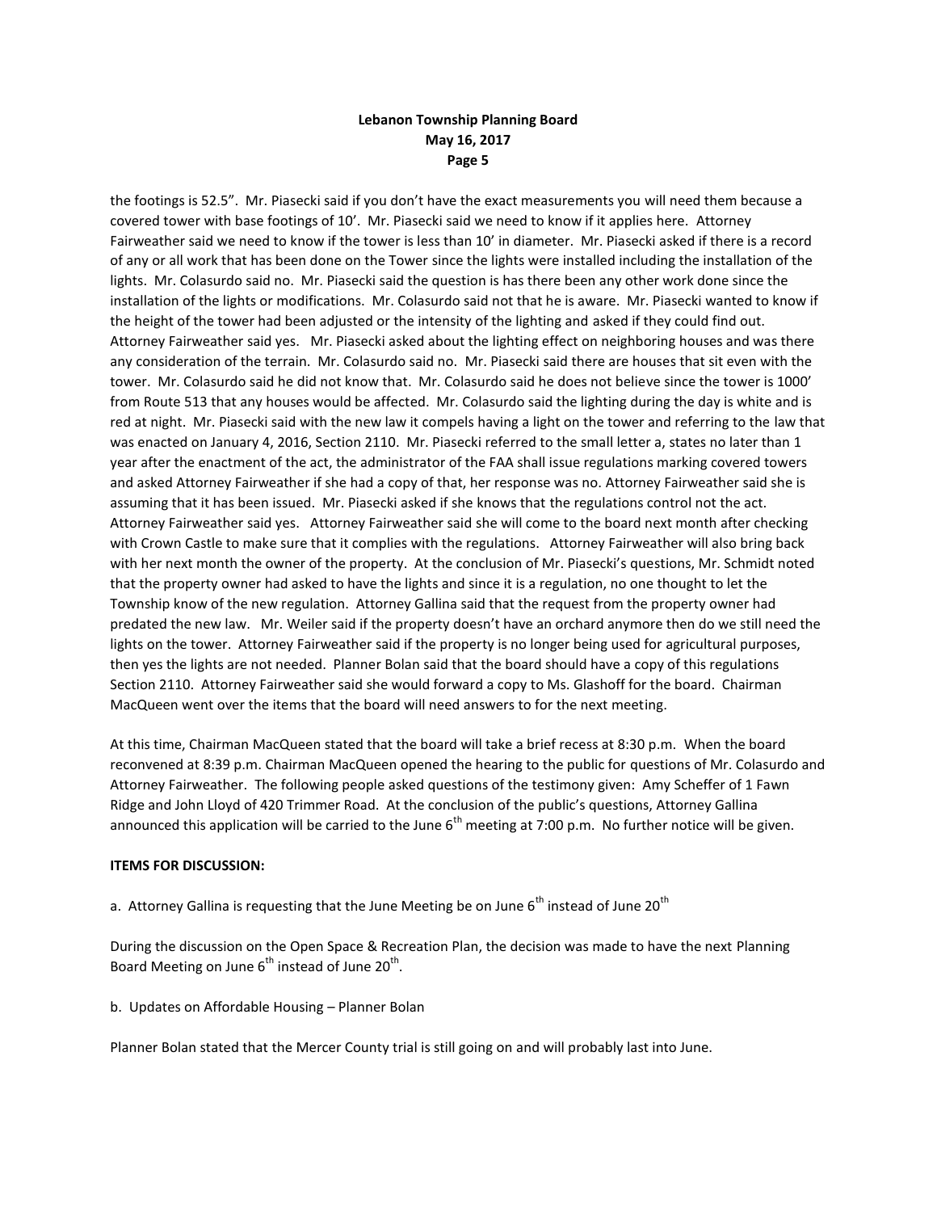the footings is 52.5". Mr. Piasecki said if you don't have the exact measurements you will need them because a covered tower with base footings of 10'. Mr. Piasecki said we need to know if it applies here. Attorney Fairweather said we need to know if the tower is less than 10' in diameter. Mr. Piasecki asked if there is a record of any or all work that has been done on the Tower since the lights were installed including the installation of the lights. Mr. Colasurdo said no. Mr. Piasecki said the question is has there been any other work done since the installation of the lights or modifications. Mr. Colasurdo said not that he is aware. Mr. Piasecki wanted to know if the height of the tower had been adjusted or the intensity of the lighting and asked if they could find out. Attorney Fairweather said yes. Mr. Piasecki asked about the lighting effect on neighboring houses and was there any consideration of the terrain. Mr. Colasurdo said no. Mr. Piasecki said there are houses that sit even with the tower. Mr. Colasurdo said he did not know that. Mr. Colasurdo said he does not believe since the tower is 1000' from Route 513 that any houses would be affected. Mr. Colasurdo said the lighting during the day is white and is red at night. Mr. Piasecki said with the new law it compels having a light on the tower and referring to the law that was enacted on January 4, 2016, Section 2110. Mr. Piasecki referred to the small letter a, states no later than 1 year after the enactment of the act, the administrator of the FAA shall issue regulations marking covered towers and asked Attorney Fairweather if she had a copy of that, her response was no. Attorney Fairweather said she is assuming that it has been issued. Mr. Piasecki asked if she knows that the regulations control not the act. Attorney Fairweather said yes. Attorney Fairweather said she will come to the board next month after checking with Crown Castle to make sure that it complies with the regulations. Attorney Fairweather will also bring back with her next month the owner of the property. At the conclusion of Mr. Piasecki's questions, Mr. Schmidt noted that the property owner had asked to have the lights and since it is a regulation, no one thought to let the Township know of the new regulation. Attorney Gallina said that the request from the property owner had predated the new law. Mr. Weiler said if the property doesn't have an orchard anymore then do we still need the lights on the tower. Attorney Fairweather said if the property is no longer being used for agricultural purposes, then yes the lights are not needed. Planner Bolan said that the board should have a copy of this regulations Section 2110. Attorney Fairweather said she would forward a copy to Ms. Glashoff for the board. Chairman MacQueen went over the items that the board will need answers to for the next meeting.

At this time, Chairman MacQueen stated that the board will take a brief recess at 8:30 p.m. When the board reconvened at 8:39 p.m. Chairman MacQueen opened the hearing to the public for questions of Mr. Colasurdo and Attorney Fairweather. The following people asked questions of the testimony given: Amy Scheffer of 1 Fawn Ridge and John Lloyd of 420 Trimmer Road. At the conclusion of the public's questions, Attorney Gallina announced this application will be carried to the June 6th meeting at 7:00 p.m. No further notice will be given.

**ITEMS FOR DISCUSSION:**

a. Attorney Gallina is requesting that the June Meeting be on June 6th instead of June 20th

During the discussion on the Open Space & Recreation Plan, the decision was made to have the next Planning Board Meeting on June 6th instead of June 20th.

b. Updates on Affordable Housing – Planner Bolan

Planner Bolan stated that the Mercer County trial is still going on and will probably last into June.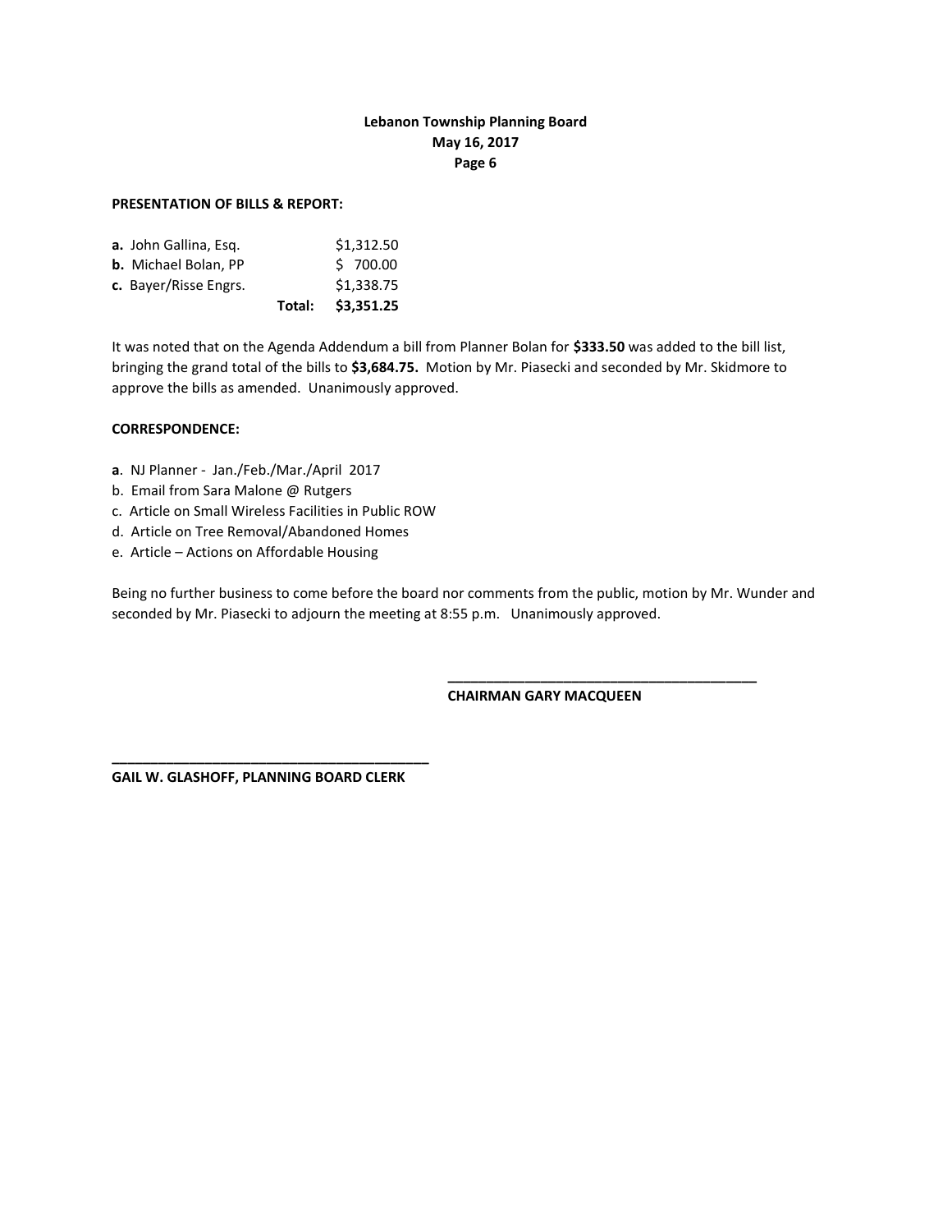**Lebanon Township Planning Board**
**May 16, 2017**

**PRESENTATION OF BILLS & REPORT:**

| | | |
|---|---|---|
| **a.** John Gallina, Esq. | | $1,312.50 |
| **b.** Michael Bolan, PP | | $ 700.00 |
| **c.** Bayer/Risse Engrs. | | $1,338.75 |
| | **Total:** | **$3,351.25** |

It was noted that on the Agenda Addendum a bill from Planner Bolan for **$333.50** was added to the bill list, bringing the grand total of the bills to **$3,684.75.** Motion by Mr. Piasecki and seconded by Mr. Skidmore to approve the bills as amended. Unanimously approved.

**CORRESPONDENCE:**

**a**. NJ Planner - Jan./Feb./Mar./April 2017
b. Email from Sara Malone @ Rutgers
c. Article on Small Wireless Facilities in Public ROW
d. Article on Tree Removal/Abandoned Homes
e. Article – Actions on Affordable Housing

Being no further business to come before the board nor comments from the public, motion by Mr. Wunder and seconded by Mr. Piasecki to adjourn the meeting at 8:55 p.m. Unanimously approved.

\_\_\_\_\_\_\_\_\_\_\_\_\_\_\_\_\_\_\_\_\_\_\_\_\_\_\_\_\_\_\_\_\_\_\_\_\_\_\_\_
**CHAIRMAN GARY MACQUEEN**

\_\_\_\_\_\_\_\_\_\_\_\_\_\_\_\_\_\_\_\_\_\_\_\_\_\_\_\_\_\_\_\_\_\_\_\_\_\_\_\_
**GAIL W. GLASHOFF, PLANNING BOARD CLERK**